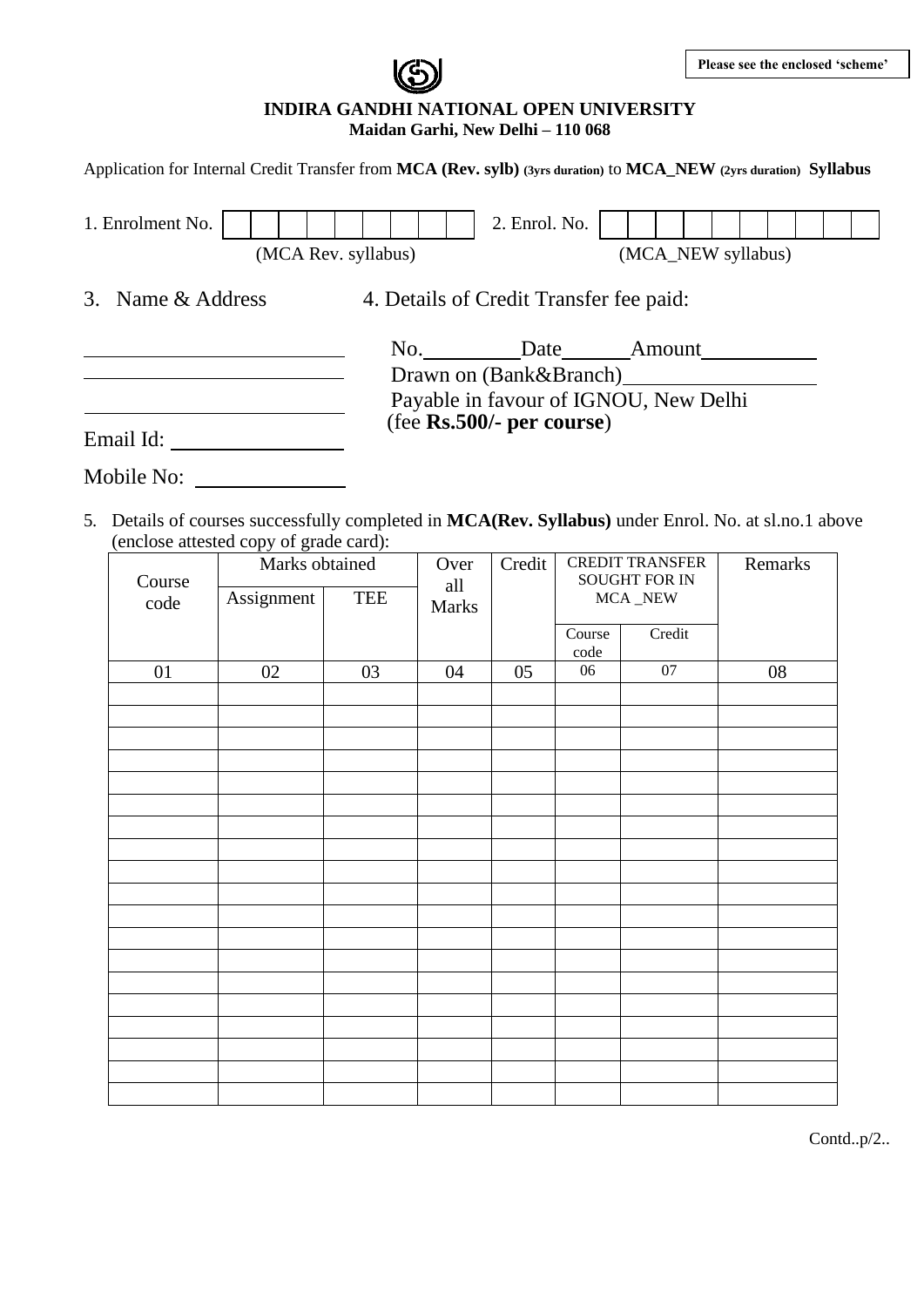**Please see the enclosed 'scheme'**

# INDIRA GANDHI NATIONAL OPEN UNIVERSITY

**Maidan Garhi, New Delhi – 110 068**

Application for Internal Credit Transfer from **MCA (Rev. sylb)** **(3yrs duration)** to **MCA_NEW** **(2yrs duration)** **Syllabus**

1. Enrolment No. | | | | | | | | | | | (MCA Rev. syllabus)

2. Enrol. No. | | | | | | | | | | | (MCA_NEW syllabus)

3. Name & Address

______________________

______________________

______________________

Email Id: ______________

Mobile No: ______________

4. Details of Credit Transfer fee paid:

No.________Date______Amount__________

Drawn on (Bank&Branch)________________

Payable in favour of IGNOU, New Delhi

(fee **Rs.500/- per course**)

5. Details of courses successfully completed in **MCA(Rev. Syllabus)** under Enrol. No. at sl.no.1 above (enclose attested copy of grade card):

| Course code | Marks obtained | | Over all Marks | Credit | CREDIT TRANSFER SOUGHT FOR IN MCA _NEW | | Remarks |
|---|---|---|---|---|---|---|---|
| | Assignment | TEE | | | Course code | Credit | |
| 01 | 02 | 03 | 04 | 05 | 06 | 07 | 08 |
| | | | | | | | |
| | | | | | | | |
| | | | | | | | |
| | | | | | | | |
| | | | | | | | |
| | | | | | | | |
| | | | | | | | |
| | | | | | | | |
| | | | | | | | |
| | | | | | | | |
| | | | | | | | |
| | | | | | | | |
| | | | | | | | |
| | | | | | | | |
| | | | | | | | |
| | | | | | | | |
| | | | | | | | |
| | | | | | | | |
| | | | | | | | |

Contd..p/2..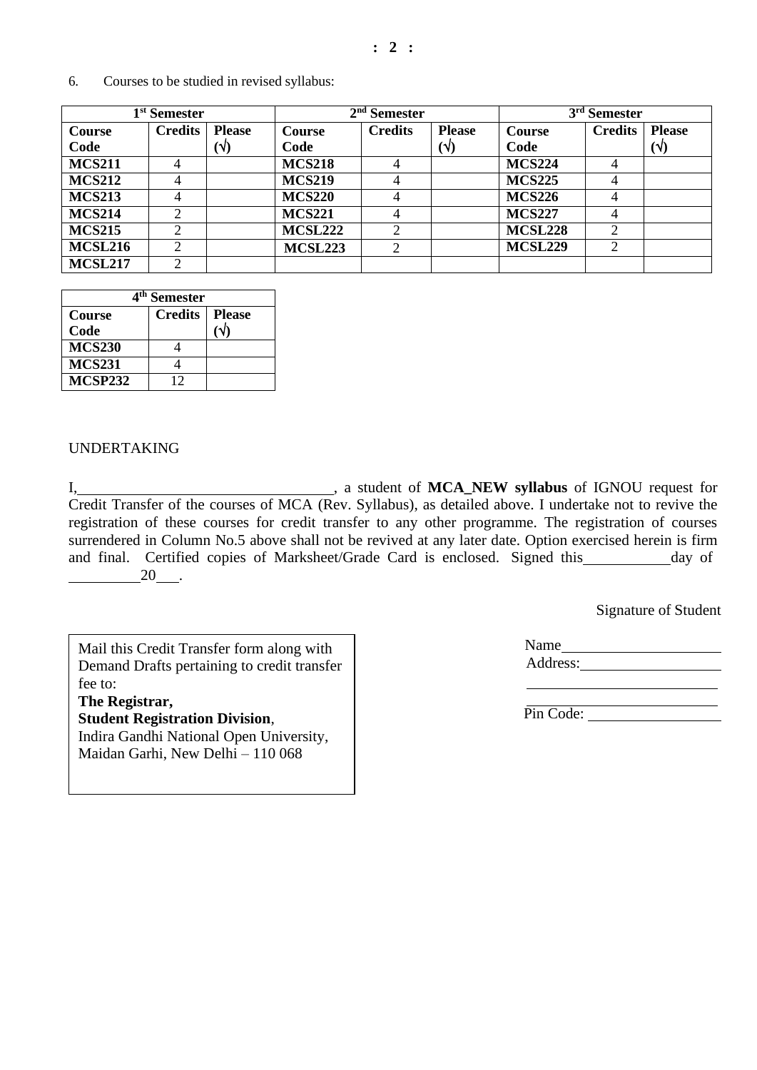6. Courses to be studied in revised syllabus:

| 1st Semester | | | 2nd Semester | | | 3rd Semester | | |
|---|---|---|---|---|---|---|---|---|
| **Course Code** | **Credits** | **Please (√)** | **Course Code** | **Credits** | **Please (√)** | **Course Code** | **Credits** | **Please (√)** |
| **MCS211** | 4 | | **MCS218** | 4 | | **MCS224** | 4 | |
| **MCS212** | 4 | | **MCS219** | 4 | | **MCS225** | 4 | |
| **MCS213** | 4 | | **MCS220** | 4 | | **MCS226** | 4 | |
| **MCS214** | 2 | | **MCS221** | 4 | | **MCS227** | 4 | |
| **MCS215** | 2 | | **MCSL222** | 2 | | **MCSL228** | 2 | |
| **MCSL216** | 2 | | **MCSL223** | 2 | | **MCSL229** | 2 | |
| **MCSL217** | 2 | | | | | | | |

| 4th Semester | | |
|---|---|---|
| **Course Code** | **Credits** | **Please (√)** |
| **MCS230** | 4 | |
| **MCS231** | 4 | |
| **MCSP232** | 12 | |

UNDERTAKING

I,\_\_\_\_\_\_\_\_\_\_\_\_\_\_\_\_\_\_\_\_\_\_\_\_\_\_\_\_\_\_\_\_, a student of **MCA_NEW syllabus** of IGNOU request for Credit Transfer of the courses of MCA (Rev. Syllabus), as detailed above. I undertake not to revive the registration of these courses for credit transfer to any other programme. The registration of courses surrendered in Column No.5 above shall not be revived at any later date. Option exercised herein is firm and final. Certified copies of Marksheet/Grade Card is enclosed. Signed this\_\_\_\_\_\_\_\_\_\_\_day of \_\_\_\_\_\_\_\_\_20\_\_\_.

Signature of Student

Name\_\_\_\_\_\_\_\_\_\_\_\_\_\_\_\_\_\_\_\_\_

Address:\_\_\_\_\_\_\_\_\_\_\_\_\_\_\_\_\_\_

\_\_\_\_\_\_\_\_\_\_\_\_\_\_\_\_\_\_\_\_\_\_\_\_\_\_

\_\_\_\_\_\_\_\_\_\_\_\_\_\_\_\_\_\_\_\_\_\_\_\_\_\_

Pin Code: \_\_\_\_\_\_\_\_\_\_\_\_\_\_\_\_\_

Mail this Credit Transfer form along with Demand Drafts pertaining to credit transfer fee to:
**The Registrar,**
**Student Registration Division**,
Indira Gandhi National Open University,
Maidan Garhi, New Delhi – 110 068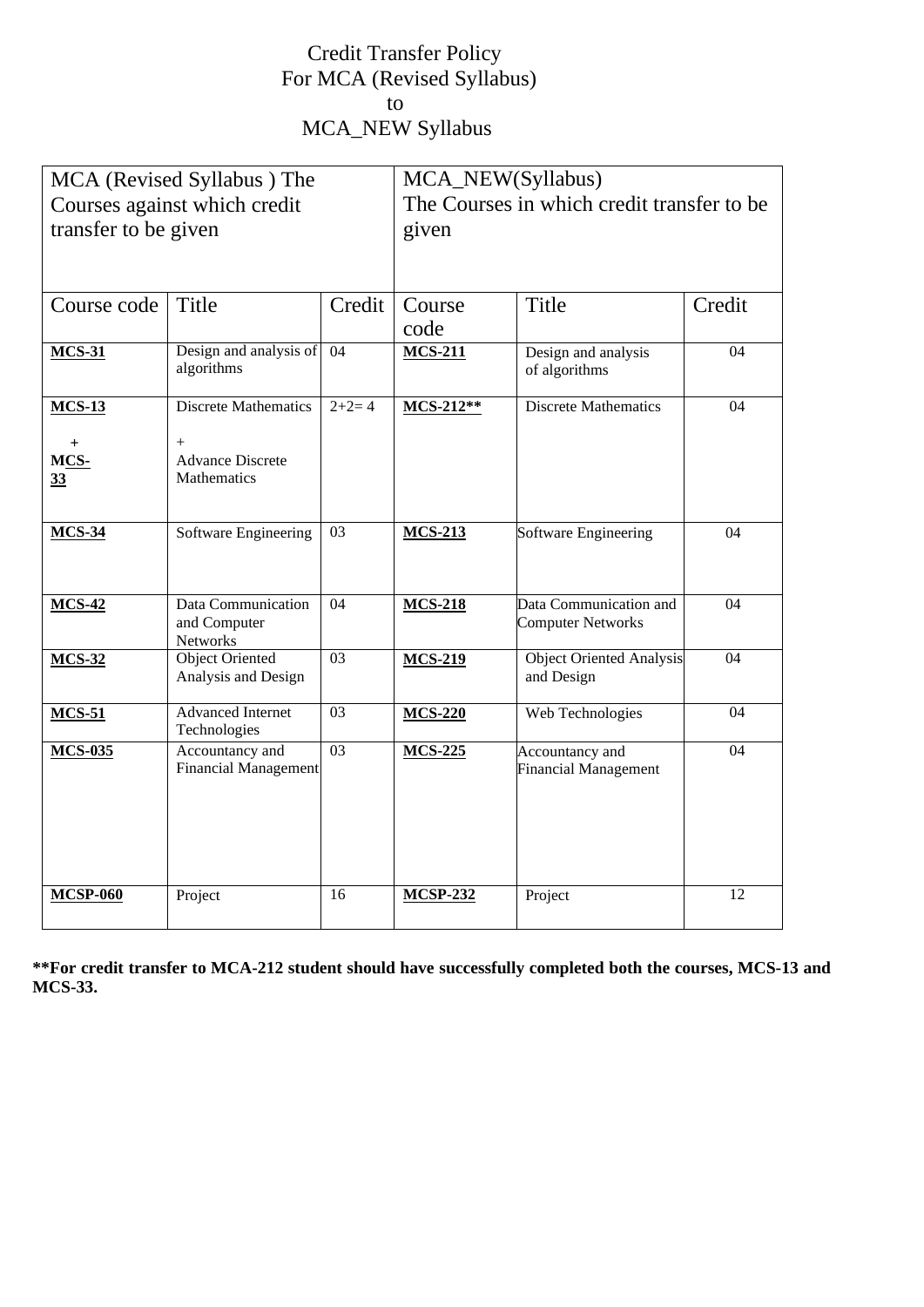# Credit Transfer Policy
# For MCA (Revised Syllabus)
# to
# MCA_NEW Syllabus

| MCA (Revised Syllabus ) The Courses against which credit transfer to be given | | | MCA_NEW(Syllabus) The Courses in which credit transfer to be given | | |
|---|---|---|---|---|---|
| Course code | Title | Credit | Course code | Title | Credit |
| **MCS-31** | Design and analysis of algorithms | 04 | **MCS-211** | Design and analysis of algorithms | 04 |
| **MCS-13** + **MCS-33** | Discrete Mathematics + Advance Discrete Mathematics | 2+2= 4 | **MCS-212**** | Discrete Mathematics | 04 |
| **MCS-34** | Software Engineering | 03 | **MCS-213** | Software Engineering | 04 |
| **MCS-42** | Data Communication and Computer Networks | 04 | **MCS-218** | Data Communication and Computer Networks | 04 |
| **MCS-32** | Object Oriented Analysis and Design | 03 | **MCS-219** | Object Oriented Analysis and Design | 04 |
| **MCS-51** | Advanced Internet Technologies | 03 | **MCS-220** | Web Technologies | 04 |
| **MCS-035** | Accountancy and Financial Management | 03 | **MCS-225** | Accountancy and Financial Management | 04 |
| **MCSP-060** | Project | 16 | **MCSP-232** | Project | 12 |

****For credit transfer to MCA-212 student should have successfully completed both the courses, MCS-13 and MCS-33.**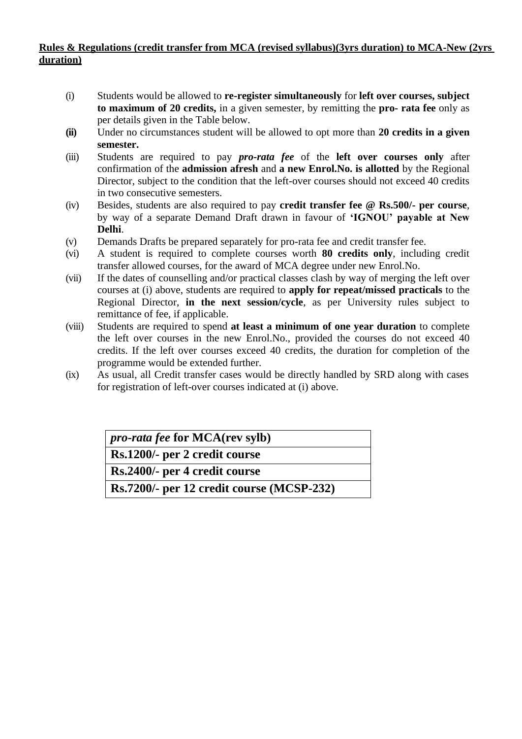**Rules & Regulations (credit transfer from MCA (revised syllabus)(3yrs duration) to MCA-New (2yrs duration)**

(i) Students would be allowed to **re-register simultaneously** for **left over courses, subject to maximum of 20 credits,** in a given semester, by remitting the **pro- rata fee** only as per details given in the Table below.

**(ii)** Under no circumstances student will be allowed to opt more than **20 credits in a given semester.**

(iii) Students are required to pay ***pro-rata fee*** of the **left over courses only** after confirmation of the **admission afresh** and **a new Enrol.No. is allotted** by the Regional Director, subject to the condition that the left-over courses should not exceed 40 credits in two consecutive semesters.

(iv) Besides, students are also required to pay **credit transfer fee @ Rs.500/- per course**, by way of a separate Demand Draft drawn in favour of **'IGNOU' payable at New Delhi**.

(v) Demands Drafts be prepared separately for pro-rata fee and credit transfer fee.

(vi) A student is required to complete courses worth **80 credits only**, including credit transfer allowed courses, for the award of MCA degree under new Enrol.No.

(vii) If the dates of counselling and/or practical classes clash by way of merging the left over courses at (i) above, students are required to **apply for repeat/missed practicals** to the Regional Director, **in the next session/cycle**, as per University rules subject to remittance of fee, if applicable.

(viii) Students are required to spend **at least a minimum of one year duration** to complete the left over courses in the new Enrol.No., provided the courses do not exceed 40 credits. If the left over courses exceed 40 credits, the duration for completion of the programme would be extended further.

(ix) As usual, all Credit transfer cases would be directly handled by SRD along with cases for registration of left-over courses indicated at (i) above.

| ***pro-rata fee* for MCA(rev sylb)** |
| --- |
| **Rs.1200/- per 2 credit course** |
| **Rs.2400/- per 4 credit course** |
| **Rs.7200/- per 12 credit course (MCSP-232)** |